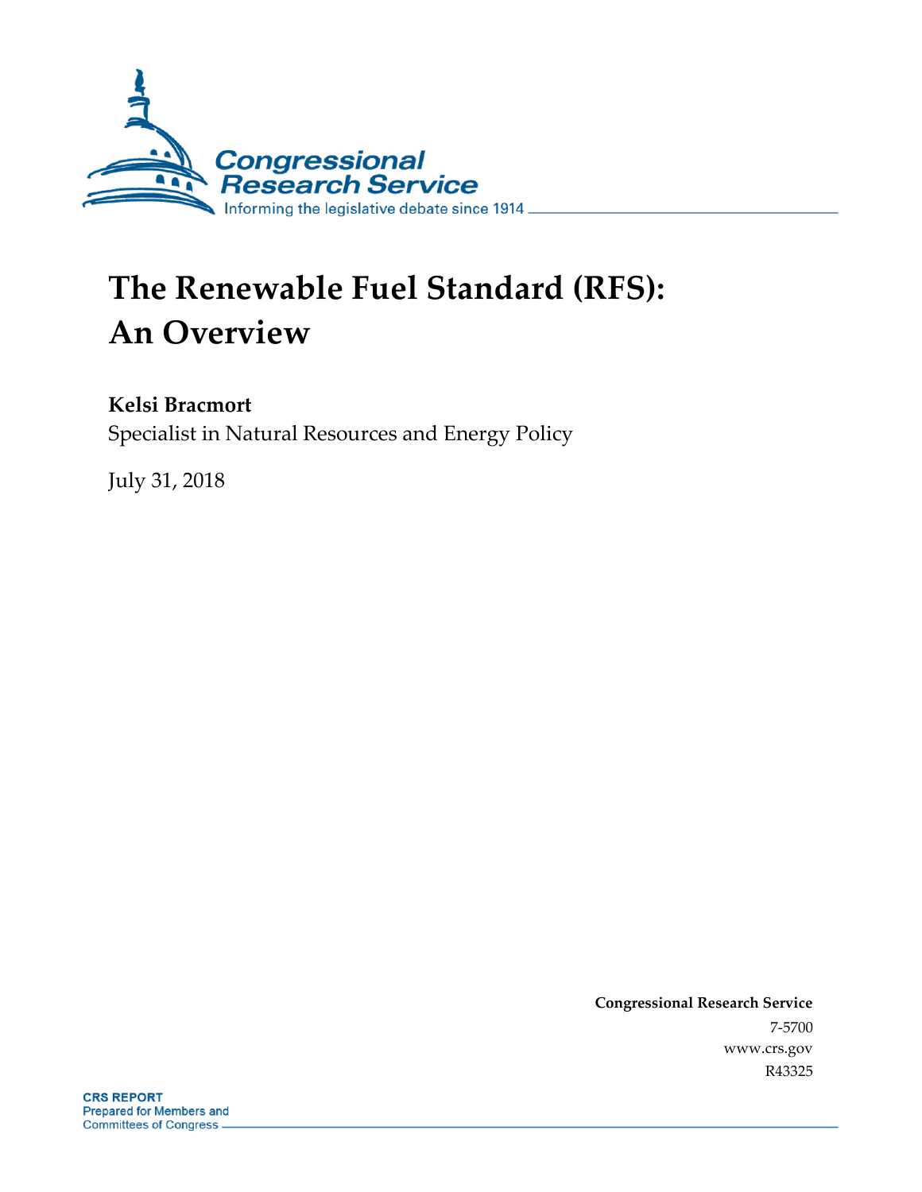Congressional Research Service

Informing the legislative debate since 1914

# The Renewable Fuel Standard (RFS): An Overview

**Kelsi Bracmort**

Specialist in Natural Resources and Energy Policy

July 31, 2018

**Congressional Research Service**

7-5700

www.crs.gov

R43325

**CRS REPORT**

Prepared for Members and Committees of Congress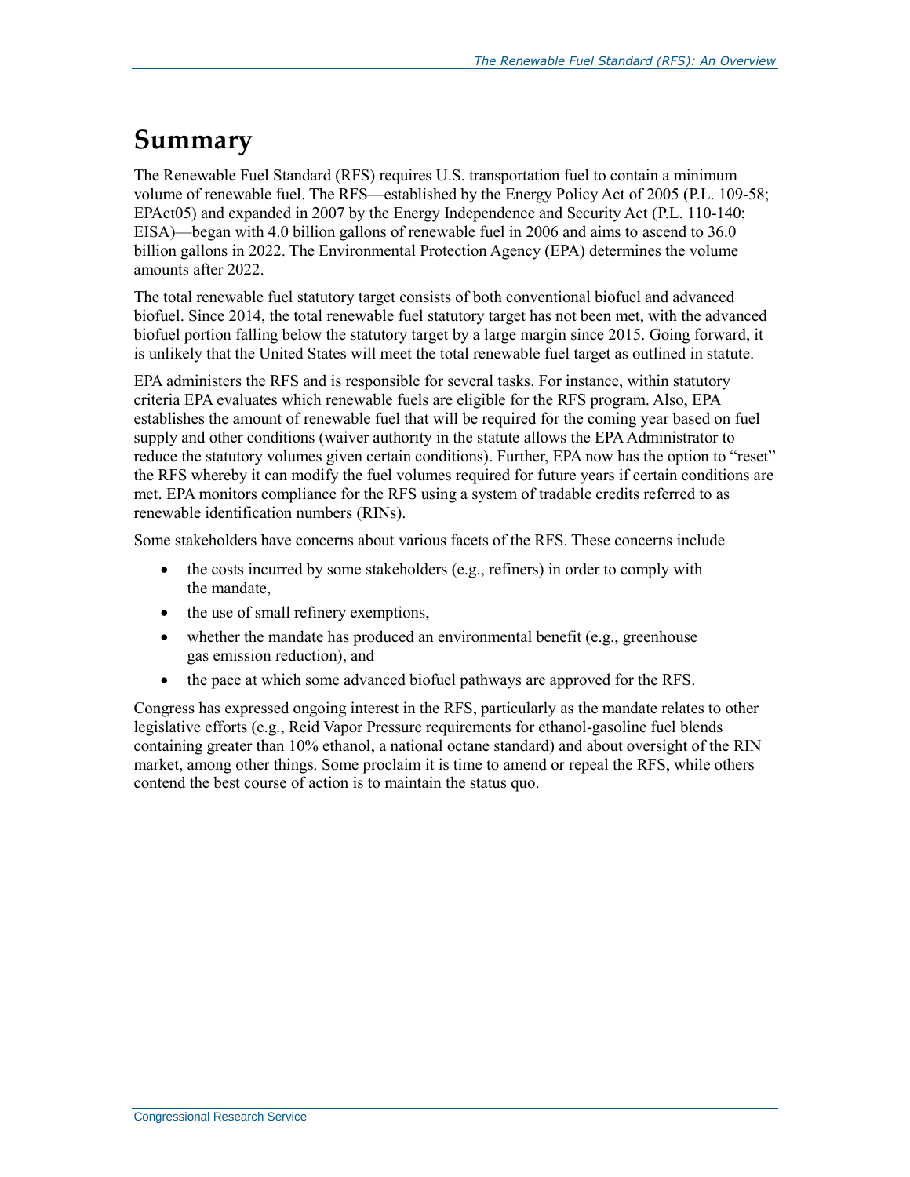# Summary

The Renewable Fuel Standard (RFS) requires U.S. transportation fuel to contain a minimum volume of renewable fuel. The RFS—established by the Energy Policy Act of 2005 (P.L. 109-58; EPAct05) and expanded in 2007 by the Energy Independence and Security Act (P.L. 110-140; EISA)—began with 4.0 billion gallons of renewable fuel in 2006 and aims to ascend to 36.0 billion gallons in 2022. The Environmental Protection Agency (EPA) determines the volume amounts after 2022.

The total renewable fuel statutory target consists of both conventional biofuel and advanced biofuel. Since 2014, the total renewable fuel statutory target has not been met, with the advanced biofuel portion falling below the statutory target by a large margin since 2015. Going forward, it is unlikely that the United States will meet the total renewable fuel target as outlined in statute.

EPA administers the RFS and is responsible for several tasks. For instance, within statutory criteria EPA evaluates which renewable fuels are eligible for the RFS program. Also, EPA establishes the amount of renewable fuel that will be required for the coming year based on fuel supply and other conditions (waiver authority in the statute allows the EPA Administrator to reduce the statutory volumes given certain conditions). Further, EPA now has the option to "reset" the RFS whereby it can modify the fuel volumes required for future years if certain conditions are met. EPA monitors compliance for the RFS using a system of tradable credits referred to as renewable identification numbers (RINs).

Some stakeholders have concerns about various facets of the RFS. These concerns include

- the costs incurred by some stakeholders (e.g., refiners) in order to comply with the mandate,
- the use of small refinery exemptions,
- whether the mandate has produced an environmental benefit (e.g., greenhouse gas emission reduction), and
- the pace at which some advanced biofuel pathways are approved for the RFS.

Congress has expressed ongoing interest in the RFS, particularly as the mandate relates to other legislative efforts (e.g., Reid Vapor Pressure requirements for ethanol-gasoline fuel blends containing greater than 10% ethanol, a national octane standard) and about oversight of the RIN market, among other things. Some proclaim it is time to amend or repeal the RFS, while others contend the best course of action is to maintain the status quo.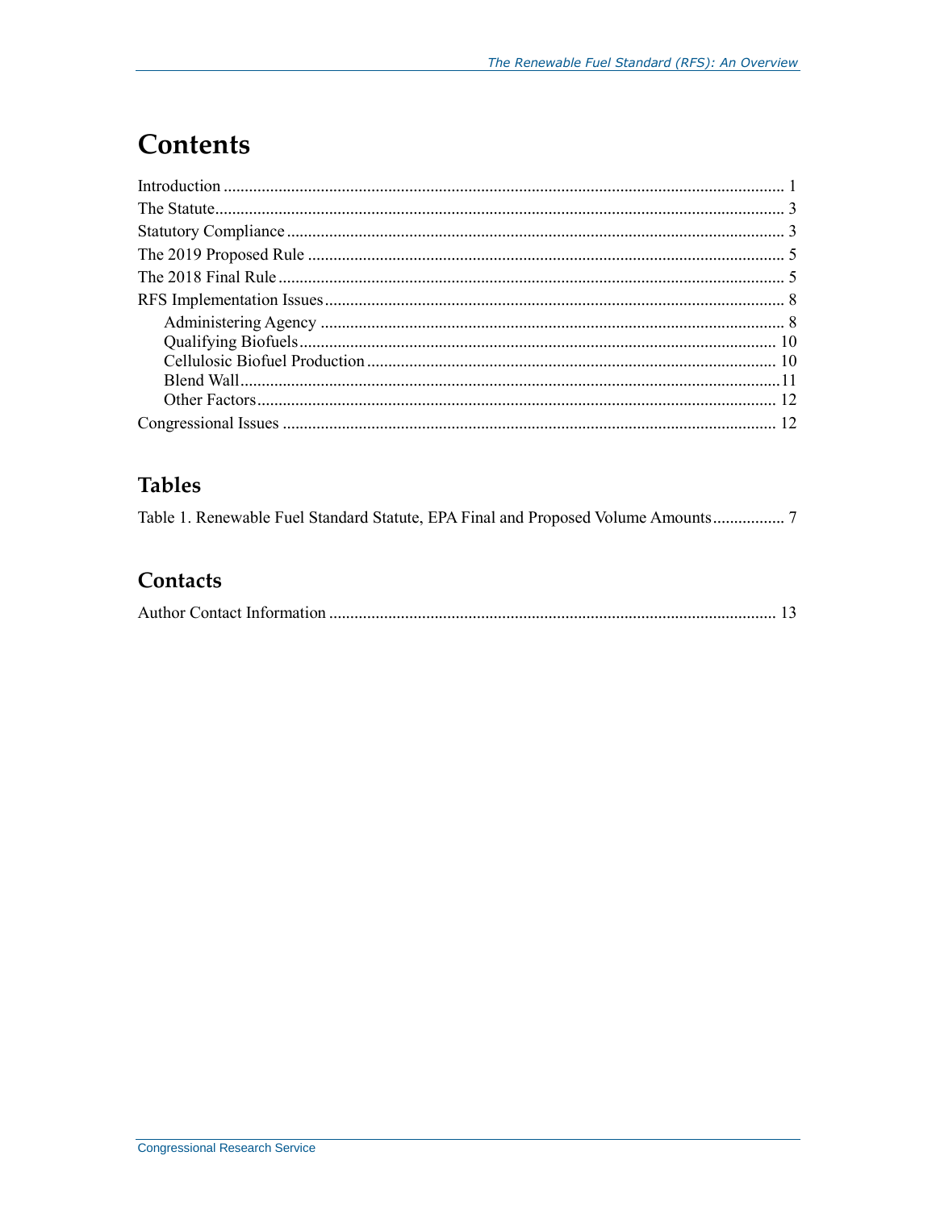# Contents

Introduction ..................................................................................................................... 1
The Statute........................................................................................................................ 3
Statutory Compliance ....................................................................................................... 3
The 2019 Proposed Rule .................................................................................................. 5
The 2018 Final Rule.......................................................................................................... 5
RFS Implementation Issues .............................................................................................. 8
    Administering Agency ................................................................................................ 8
    Qualifying Biofuels................................................................................................... 10
    Cellulosic Biofuel Production .................................................................................. 10
    Blend Wall.................................................................................................................11
    Other Factors............................................................................................................ 12
Congressional Issues ...................................................................................................... 12

## Tables

Table 1. Renewable Fuel Standard Statute, EPA Final and Proposed Volume Amounts................. 7

## Contacts

Author Contact Information ......................................................................................... 13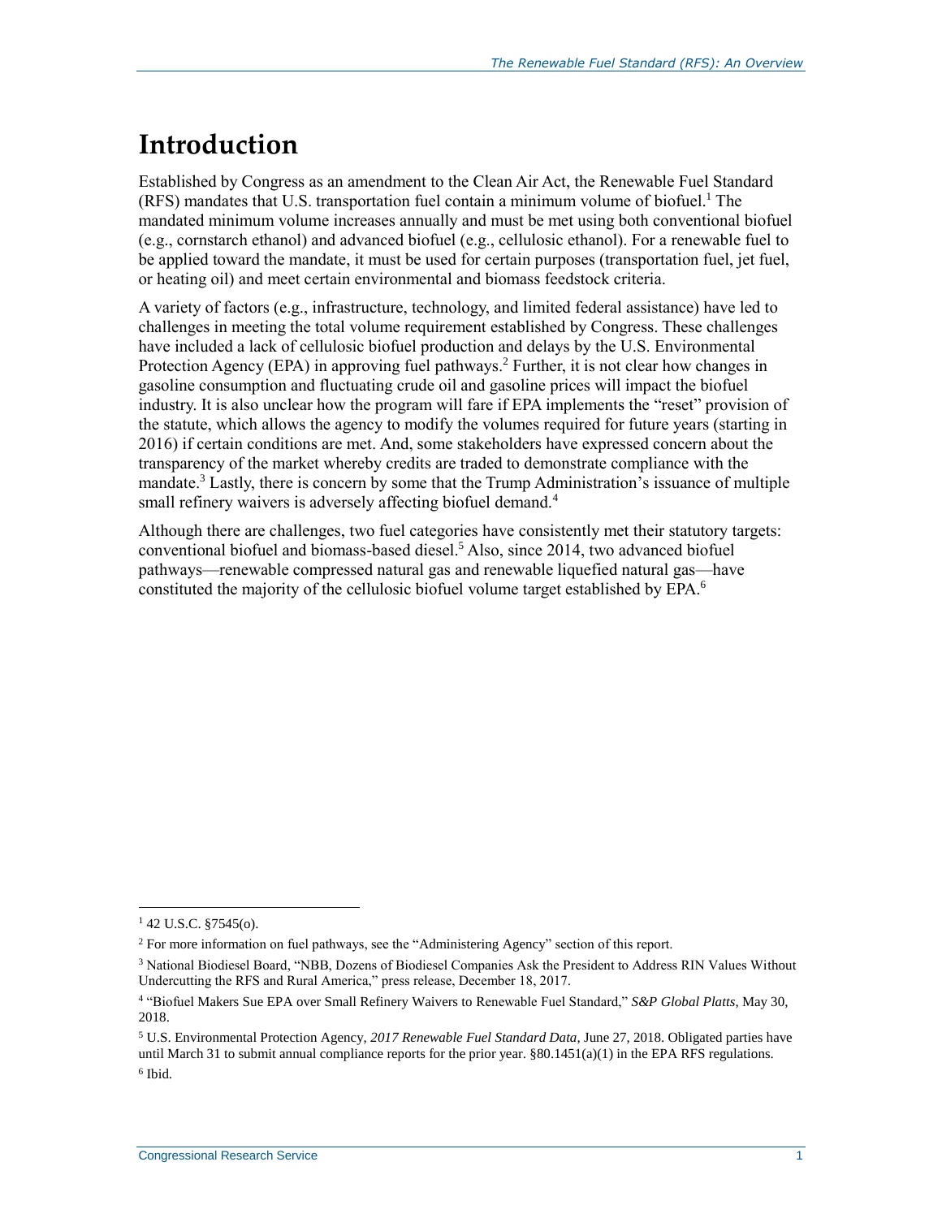# Introduction

Established by Congress as an amendment to the Clean Air Act, the Renewable Fuel Standard (RFS) mandates that U.S. transportation fuel contain a minimum volume of biofuel.[1] The mandated minimum volume increases annually and must be met using both conventional biofuel (e.g., cornstarch ethanol) and advanced biofuel (e.g., cellulosic ethanol). For a renewable fuel to be applied toward the mandate, it must be used for certain purposes (transportation fuel, jet fuel, or heating oil) and meet certain environmental and biomass feedstock criteria.

A variety of factors (e.g., infrastructure, technology, and limited federal assistance) have led to challenges in meeting the total volume requirement established by Congress. These challenges have included a lack of cellulosic biofuel production and delays by the U.S. Environmental Protection Agency (EPA) in approving fuel pathways.[2] Further, it is not clear how changes in gasoline consumption and fluctuating crude oil and gasoline prices will impact the biofuel industry. It is also unclear how the program will fare if EPA implements the "reset" provision of the statute, which allows the agency to modify the volumes required for future years (starting in 2016) if certain conditions are met. And, some stakeholders have expressed concern about the transparency of the market whereby credits are traded to demonstrate compliance with the mandate.[3] Lastly, there is concern by some that the Trump Administration's issuance of multiple small refinery waivers is adversely affecting biofuel demand.[4]

Although there are challenges, two fuel categories have consistently met their statutory targets: conventional biofuel and biomass-based diesel.[5] Also, since 2014, two advanced biofuel pathways—renewable compressed natural gas and renewable liquefied natural gas—have constituted the majority of the cellulosic biofuel volume target established by EPA.[6]

---

[1] 42 U.S.C. §7545(o).

[2] For more information on fuel pathways, see the "Administering Agency" section of this report.

[3] National Biodiesel Board, "NBB, Dozens of Biodiesel Companies Ask the President to Address RIN Values Without Undercutting the RFS and Rural America," press release, December 18, 2017.

[4] "Biofuel Makers Sue EPA over Small Refinery Waivers to Renewable Fuel Standard," *S&P Global Platts*, May 30, 2018.

[5] U.S. Environmental Protection Agency, *2017 Renewable Fuel Standard Data*, June 27, 2018. Obligated parties have until March 31 to submit annual compliance reports for the prior year. §80.1451(a)(1) in the EPA RFS regulations.

[6] Ibid.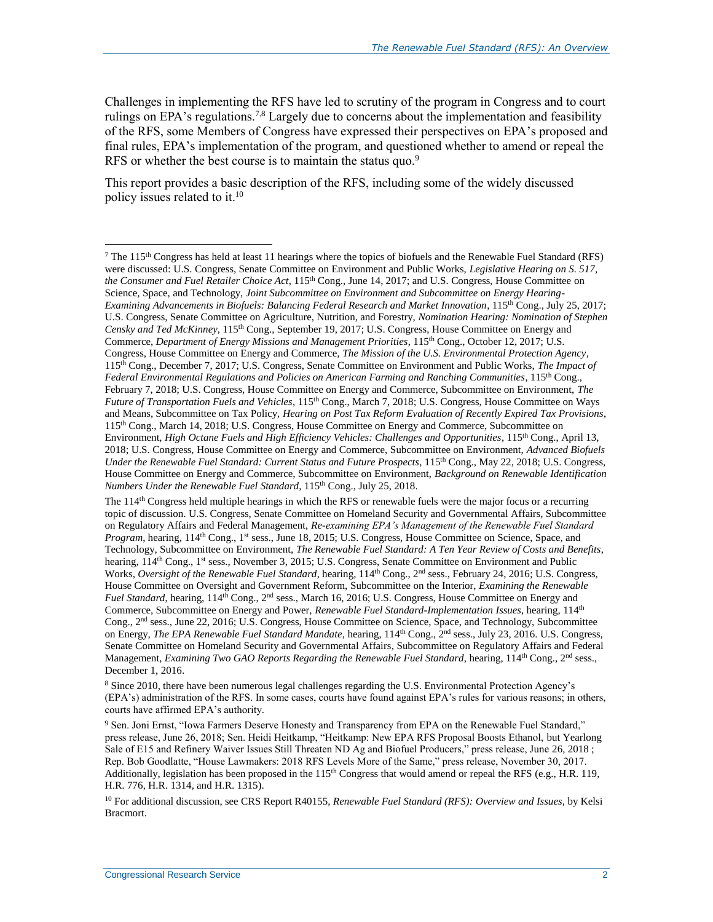Challenges in implementing the RFS have led to scrutiny of the program in Congress and to court rulings on EPA's regulations.[7,8] Largely due to concerns about the implementation and feasibility of the RFS, some Members of Congress have expressed their perspectives on EPA's proposed and final rules, EPA's implementation of the program, and questioned whether to amend or repeal the RFS or whether the best course is to maintain the status quo.[9]

This report provides a basic description of the RFS, including some of the widely discussed policy issues related to it.[10]

---

[7] The 115th Congress has held at least 11 hearings where the topics of biofuels and the Renewable Fuel Standard (RFS) were discussed: U.S. Congress, Senate Committee on Environment and Public Works, *Legislative Hearing on S. 517, the Consumer and Fuel Retailer Choice Act*, 115th Cong., June 14, 2017; and U.S. Congress, House Committee on Science, Space, and Technology, *Joint Subcommittee on Environment and Subcommittee on Energy Hearing-Examining Advancements in Biofuels: Balancing Federal Research and Market Innovation*, 115th Cong., July 25, 2017; U.S. Congress, Senate Committee on Agriculture, Nutrition, and Forestry, *Nomination Hearing: Nomination of Stephen Censky and Ted McKinney*, 115th Cong., September 19, 2017; U.S. Congress, House Committee on Energy and Commerce, *Department of Energy Missions and Management Priorities*, 115th Cong., October 12, 2017; U.S. Congress, House Committee on Energy and Commerce, *The Mission of the U.S. Environmental Protection Agency*, 115th Cong., December 7, 2017; U.S. Congress, Senate Committee on Environment and Public Works, *The Impact of Federal Environmental Regulations and Policies on American Farming and Ranching Communities*, 115th Cong., February 7, 2018; U.S. Congress, House Committee on Energy and Commerce, Subcommittee on Environment, *The Future of Transportation Fuels and Vehicles*, 115th Cong., March 7, 2018; U.S. Congress, House Committee on Ways and Means, Subcommittee on Tax Policy, *Hearing on Post Tax Reform Evaluation of Recently Expired Tax Provisions*, 115th Cong., March 14, 2018; U.S. Congress, House Committee on Energy and Commerce, Subcommittee on Environment, *High Octane Fuels and High Efficiency Vehicles: Challenges and Opportunities*, 115th Cong., April 13, 2018; U.S. Congress, House Committee on Energy and Commerce, Subcommittee on Environment, *Advanced Biofuels Under the Renewable Fuel Standard: Current Status and Future Prospects*, 115th Cong., May 22, 2018; U.S. Congress, House Committee on Energy and Commerce, Subcommittee on Environment, *Background on Renewable Identification Numbers Under the Renewable Fuel Standard*, 115th Cong., July 25, 2018.

The 114th Congress held multiple hearings in which the RFS or renewable fuels were the major focus or a recurring topic of discussion. U.S. Congress, Senate Committee on Homeland Security and Governmental Affairs, Subcommittee on Regulatory Affairs and Federal Management, *Re-examining EPA's Management of the Renewable Fuel Standard Program*, hearing, 114th Cong., 1st sess., June 18, 2015; U.S. Congress, House Committee on Science, Space, and Technology, Subcommittee on Environment, *The Renewable Fuel Standard: A Ten Year Review of Costs and Benefits*, hearing, 114th Cong., 1st sess., November 3, 2015; U.S. Congress, Senate Committee on Environment and Public Works, *Oversight of the Renewable Fuel Standard*, hearing, 114th Cong., 2nd sess., February 24, 2016; U.S. Congress, House Committee on Oversight and Government Reform, Subcommittee on the Interior, *Examining the Renewable Fuel Standard*, hearing, 114th Cong., 2nd sess., March 16, 2016; U.S. Congress, House Committee on Energy and Commerce, Subcommittee on Energy and Power, *Renewable Fuel Standard-Implementation Issues*, hearing, 114th Cong., 2nd sess., June 22, 2016; U.S. Congress, House Committee on Science, Space, and Technology, Subcommittee on Energy, *The EPA Renewable Fuel Standard Mandate*, hearing, 114th Cong., 2nd sess., July 23, 2016. U.S. Congress, Senate Committee on Homeland Security and Governmental Affairs, Subcommittee on Regulatory Affairs and Federal Management, *Examining Two GAO Reports Regarding the Renewable Fuel Standard*, hearing, 114th Cong., 2nd sess., December 1, 2016.

[8] Since 2010, there have been numerous legal challenges regarding the U.S. Environmental Protection Agency's (EPA's) administration of the RFS. In some cases, courts have found against EPA's rules for various reasons; in others, courts have affirmed EPA's authority.

[9] Sen. Joni Ernst, "Iowa Farmers Deserve Honesty and Transparency from EPA on the Renewable Fuel Standard," press release, June 26, 2018; Sen. Heidi Heitkamp, "Heitkamp: New EPA RFS Proposal Boosts Ethanol, but Yearlong Sale of E15 and Refinery Waiver Issues Still Threaten ND Ag and Biofuel Producers," press release, June 26, 2018 ; Rep. Bob Goodlatte, "House Lawmakers: 2018 RFS Levels More of the Same," press release, November 30, 2017. Additionally, legislation has been proposed in the 115th Congress that would amend or repeal the RFS (e.g., H.R. 119, H.R. 776, H.R. 1314, and H.R. 1315).

[10] For additional discussion, see CRS Report R40155, *Renewable Fuel Standard (RFS): Overview and Issues*, by Kelsi Bracmort.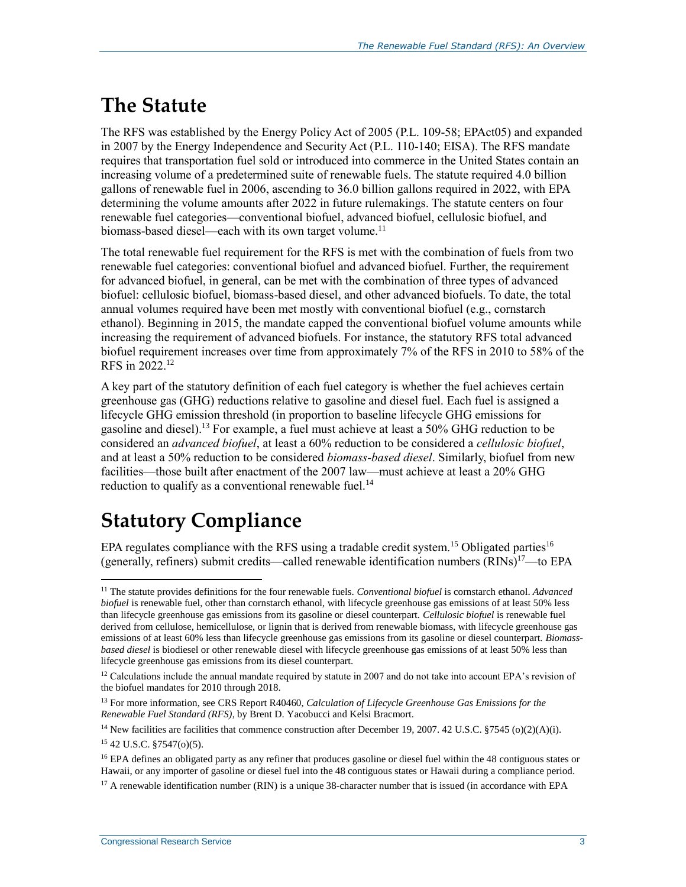## The Statute

The RFS was established by the Energy Policy Act of 2005 (P.L. 109-58; EPAct05) and expanded in 2007 by the Energy Independence and Security Act (P.L. 110-140; EISA). The RFS mandate requires that transportation fuel sold or introduced into commerce in the United States contain an increasing volume of a predetermined suite of renewable fuels. The statute required 4.0 billion gallons of renewable fuel in 2006, ascending to 36.0 billion gallons required in 2022, with EPA determining the volume amounts after 2022 in future rulemakings. The statute centers on four renewable fuel categories—conventional biofuel, advanced biofuel, cellulosic biofuel, and biomass-based diesel—each with its own target volume.[11]

The total renewable fuel requirement for the RFS is met with the combination of fuels from two renewable fuel categories: conventional biofuel and advanced biofuel. Further, the requirement for advanced biofuel, in general, can be met with the combination of three types of advanced biofuel: cellulosic biofuel, biomass-based diesel, and other advanced biofuels. To date, the total annual volumes required have been met mostly with conventional biofuel (e.g., cornstarch ethanol). Beginning in 2015, the mandate capped the conventional biofuel volume amounts while increasing the requirement of advanced biofuels. For instance, the statutory RFS total advanced biofuel requirement increases over time from approximately 7% of the RFS in 2010 to 58% of the RFS in 2022.[12]

A key part of the statutory definition of each fuel category is whether the fuel achieves certain greenhouse gas (GHG) reductions relative to gasoline and diesel fuel. Each fuel is assigned a lifecycle GHG emission threshold (in proportion to baseline lifecycle GHG emissions for gasoline and diesel).[13] For example, a fuel must achieve at least a 50% GHG reduction to be considered an *advanced biofuel*, at least a 60% reduction to be considered a *cellulosic biofuel*, and at least a 50% reduction to be considered *biomass-based diesel*. Similarly, biofuel from new facilities—those built after enactment of the 2007 law—must achieve at least a 20% GHG reduction to qualify as a conventional renewable fuel.[14]

## Statutory Compliance

EPA regulates compliance with the RFS using a tradable credit system.[15] Obligated parties[16] (generally, refiners) submit credits—called renewable identification numbers (RINs)[17]—to EPA

---

[11] The statute provides definitions for the four renewable fuels. *Conventional biofuel* is cornstarch ethanol. *Advanced biofuel* is renewable fuel, other than cornstarch ethanol, with lifecycle greenhouse gas emissions of at least 50% less than lifecycle greenhouse gas emissions from its gasoline or diesel counterpart. *Cellulosic biofuel* is renewable fuel derived from cellulose, hemicellulose, or lignin that is derived from renewable biomass, with lifecycle greenhouse gas emissions of at least 60% less than lifecycle greenhouse gas emissions from its gasoline or diesel counterpart. *Biomass-based diesel* is biodiesel or other renewable diesel with lifecycle greenhouse gas emissions of at least 50% less than lifecycle greenhouse gas emissions from its diesel counterpart.

[12] Calculations include the annual mandate required by statute in 2007 and do not take into account EPA's revision of the biofuel mandates for 2010 through 2018.

[13] For more information, see CRS Report R40460, *Calculation of Lifecycle Greenhouse Gas Emissions for the Renewable Fuel Standard (RFS)*, by Brent D. Yacobucci and Kelsi Bracmort.

[14] New facilities are facilities that commence construction after December 19, 2007. 42 U.S.C. §7545 (o)(2)(A)(i).

[15] 42 U.S.C. §7547(o)(5).

[16] EPA defines an obligated party as any refiner that produces gasoline or diesel fuel within the 48 contiguous states or Hawaii, or any importer of gasoline or diesel fuel into the 48 contiguous states or Hawaii during a compliance period.

[17] A renewable identification number (RIN) is a unique 38-character number that is issued (in accordance with EPA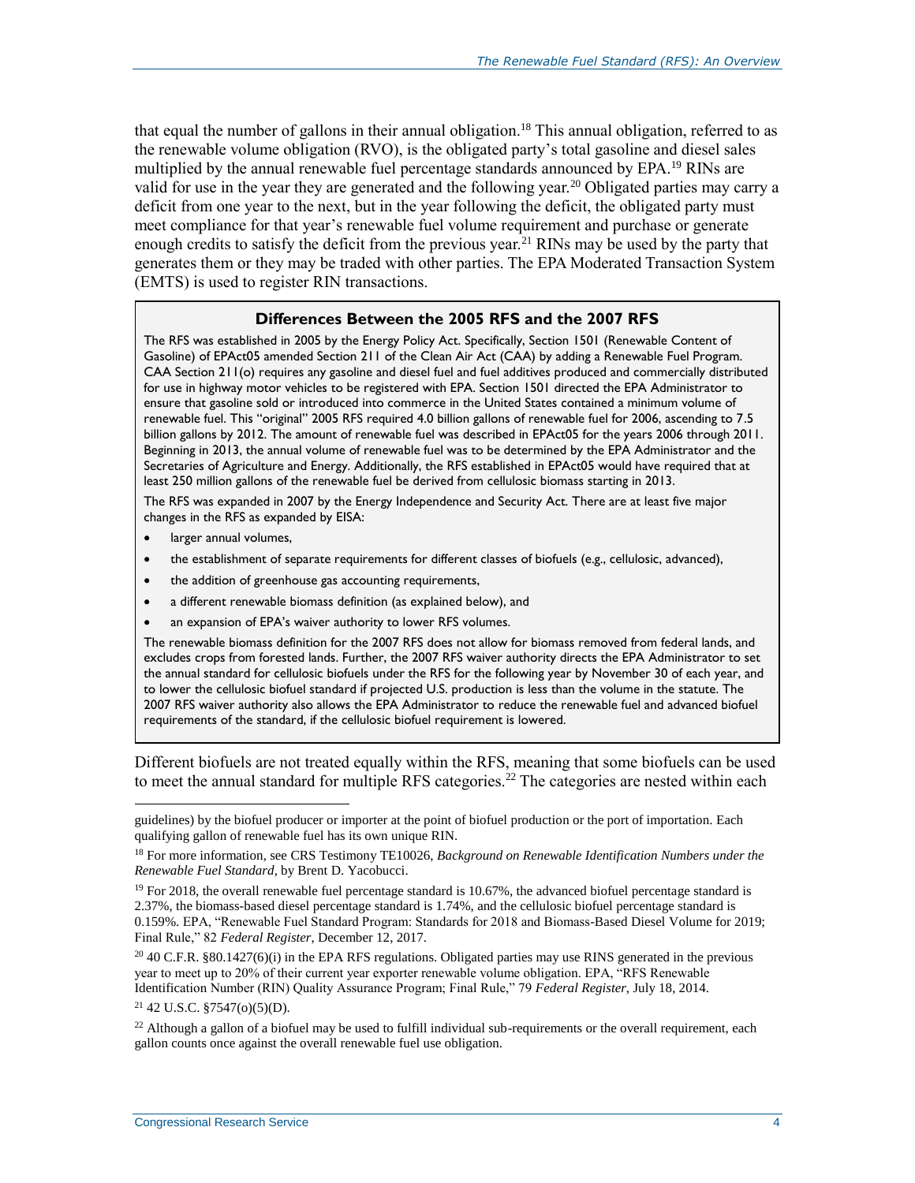that equal the number of gallons in their annual obligation.[18] This annual obligation, referred to as the renewable volume obligation (RVO), is the obligated party's total gasoline and diesel sales multiplied by the annual renewable fuel percentage standards announced by EPA.[19] RINs are valid for use in the year they are generated and the following year.[20] Obligated parties may carry a deficit from one year to the next, but in the year following the deficit, the obligated party must meet compliance for that year's renewable fuel volume requirement and purchase or generate enough credits to satisfy the deficit from the previous year.[21] RINs may be used by the party that generates them or they may be traded with other parties. The EPA Moderated Transaction System (EMTS) is used to register RIN transactions.

**Differences Between the 2005 RFS and the 2007 RFS**

The RFS was established in 2005 by the Energy Policy Act. Specifically, Section 1501 (Renewable Content of Gasoline) of EPAct05 amended Section 211 of the Clean Air Act (CAA) by adding a Renewable Fuel Program. CAA Section 211(o) requires any gasoline and diesel fuel and fuel additives produced and commercially distributed for use in highway motor vehicles to be registered with EPA. Section 1501 directed the EPA Administrator to ensure that gasoline sold or introduced into commerce in the United States contained a minimum volume of renewable fuel. This "original" 2005 RFS required 4.0 billion gallons of renewable fuel for 2006, ascending to 7.5 billion gallons by 2012. The amount of renewable fuel was described in EPAct05 for the years 2006 through 2011. Beginning in 2013, the annual volume of renewable fuel was to be determined by the EPA Administrator and the Secretaries of Agriculture and Energy. Additionally, the RFS established in EPAct05 would have required that at least 250 million gallons of the renewable fuel be derived from cellulosic biomass starting in 2013.

The RFS was expanded in 2007 by the Energy Independence and Security Act. There are at least five major changes in the RFS as expanded by EISA:

- larger annual volumes,
- the establishment of separate requirements for different classes of biofuels (e.g., cellulosic, advanced),
- the addition of greenhouse gas accounting requirements,
- a different renewable biomass definition (as explained below), and
- an expansion of EPA's waiver authority to lower RFS volumes.

The renewable biomass definition for the 2007 RFS does not allow for biomass removed from federal lands, and excludes crops from forested lands. Further, the 2007 RFS waiver authority directs the EPA Administrator to set the annual standard for cellulosic biofuels under the RFS for the following year by November 30 of each year, and to lower the cellulosic biofuel standard if projected U.S. production is less than the volume in the statute. The 2007 RFS waiver authority also allows the EPA Administrator to reduce the renewable fuel and advanced biofuel requirements of the standard, if the cellulosic biofuel requirement is lowered.

Different biofuels are not treated equally within the RFS, meaning that some biofuels can be used to meet the annual standard for multiple RFS categories.[22] The categories are nested within each

---

guidelines) by the biofuel producer or importer at the point of biofuel production or the port of importation. Each qualifying gallon of renewable fuel has its own unique RIN.

[18] For more information, see CRS Testimony TE10026, *Background on Renewable Identification Numbers under the Renewable Fuel Standard*, by Brent D. Yacobucci.

[19] For 2018, the overall renewable fuel percentage standard is 10.67%, the advanced biofuel percentage standard is 2.37%, the biomass-based diesel percentage standard is 1.74%, and the cellulosic biofuel percentage standard is 0.159%. EPA, "Renewable Fuel Standard Program: Standards for 2018 and Biomass-Based Diesel Volume for 2019; Final Rule," 82 *Federal Register*, December 12, 2017.

[20] 40 C.F.R. §80.1427(6)(i) in the EPA RFS regulations. Obligated parties may use RINS generated in the previous year to meet up to 20% of their current year exporter renewable volume obligation. EPA, "RFS Renewable Identification Number (RIN) Quality Assurance Program; Final Rule," 79 *Federal Register*, July 18, 2014.

[21] 42 U.S.C. §7547(o)(5)(D).

[22] Although a gallon of a biofuel may be used to fulfill individual sub-requirements or the overall requirement, each gallon counts once against the overall renewable fuel use obligation.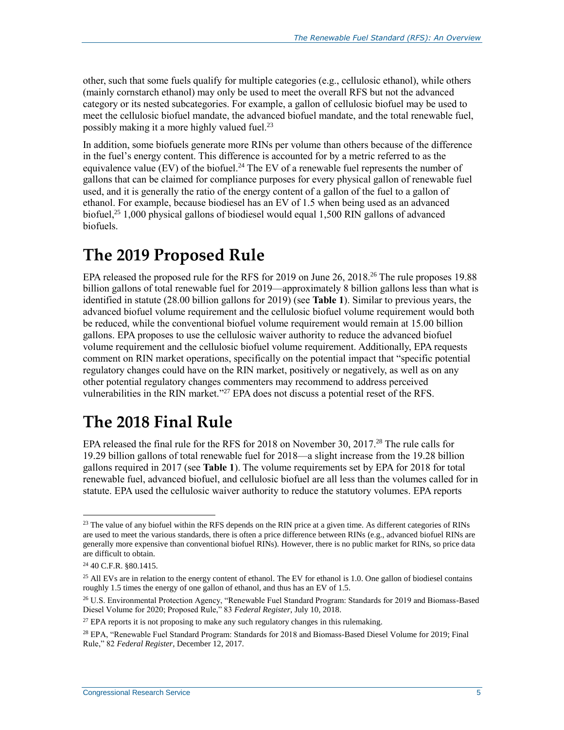other, such that some fuels qualify for multiple categories (e.g., cellulosic ethanol), while others (mainly cornstarch ethanol) may only be used to meet the overall RFS but not the advanced category or its nested subcategories. For example, a gallon of cellulosic biofuel may be used to meet the cellulosic biofuel mandate, the advanced biofuel mandate, and the total renewable fuel, possibly making it a more highly valued fuel.[23]

In addition, some biofuels generate more RINs per volume than others because of the difference in the fuel's energy content. This difference is accounted for by a metric referred to as the equivalence value (EV) of the biofuel.[24] The EV of a renewable fuel represents the number of gallons that can be claimed for compliance purposes for every physical gallon of renewable fuel used, and it is generally the ratio of the energy content of a gallon of the fuel to a gallon of ethanol. For example, because biodiesel has an EV of 1.5 when being used as an advanced biofuel,[25] 1,000 physical gallons of biodiesel would equal 1,500 RIN gallons of advanced biofuels.

# The 2019 Proposed Rule

EPA released the proposed rule for the RFS for 2019 on June 26, 2018.[26] The rule proposes 19.88 billion gallons of total renewable fuel for 2019—approximately 8 billion gallons less than what is identified in statute (28.00 billion gallons for 2019) (see **Table 1**). Similar to previous years, the advanced biofuel volume requirement and the cellulosic biofuel volume requirement would both be reduced, while the conventional biofuel volume requirement would remain at 15.00 billion gallons. EPA proposes to use the cellulosic waiver authority to reduce the advanced biofuel volume requirement and the cellulosic biofuel volume requirement. Additionally, EPA requests comment on RIN market operations, specifically on the potential impact that "specific potential regulatory changes could have on the RIN market, positively or negatively, as well as on any other potential regulatory changes commenters may recommend to address perceived vulnerabilities in the RIN market."[27] EPA does not discuss a potential reset of the RFS.

# The 2018 Final Rule

EPA released the final rule for the RFS for 2018 on November 30, 2017.[28] The rule calls for 19.29 billion gallons of total renewable fuel for 2018—a slight increase from the 19.28 billion gallons required in 2017 (see **Table 1**). The volume requirements set by EPA for 2018 for total renewable fuel, advanced biofuel, and cellulosic biofuel are all less than the volumes called for in statute. EPA used the cellulosic waiver authority to reduce the statutory volumes. EPA reports

---

[23] The value of any biofuel within the RFS depends on the RIN price at a given time. As different categories of RINs are used to meet the various standards, there is often a price difference between RINs (e.g., advanced biofuel RINs are generally more expensive than conventional biofuel RINs). However, there is no public market for RINs, so price data are difficult to obtain.

[24] 40 C.F.R. §80.1415.

[25] All EVs are in relation to the energy content of ethanol. The EV for ethanol is 1.0. One gallon of biodiesel contains roughly 1.5 times the energy of one gallon of ethanol, and thus has an EV of 1.5.

[26] U.S. Environmental Protection Agency, "Renewable Fuel Standard Program: Standards for 2019 and Biomass-Based Diesel Volume for 2020; Proposed Rule," 83 *Federal Register*, July 10, 2018.

[27] EPA reports it is not proposing to make any such regulatory changes in this rulemaking.

[28] EPA, "Renewable Fuel Standard Program: Standards for 2018 and Biomass-Based Diesel Volume for 2019; Final Rule," 82 *Federal Register*, December 12, 2017.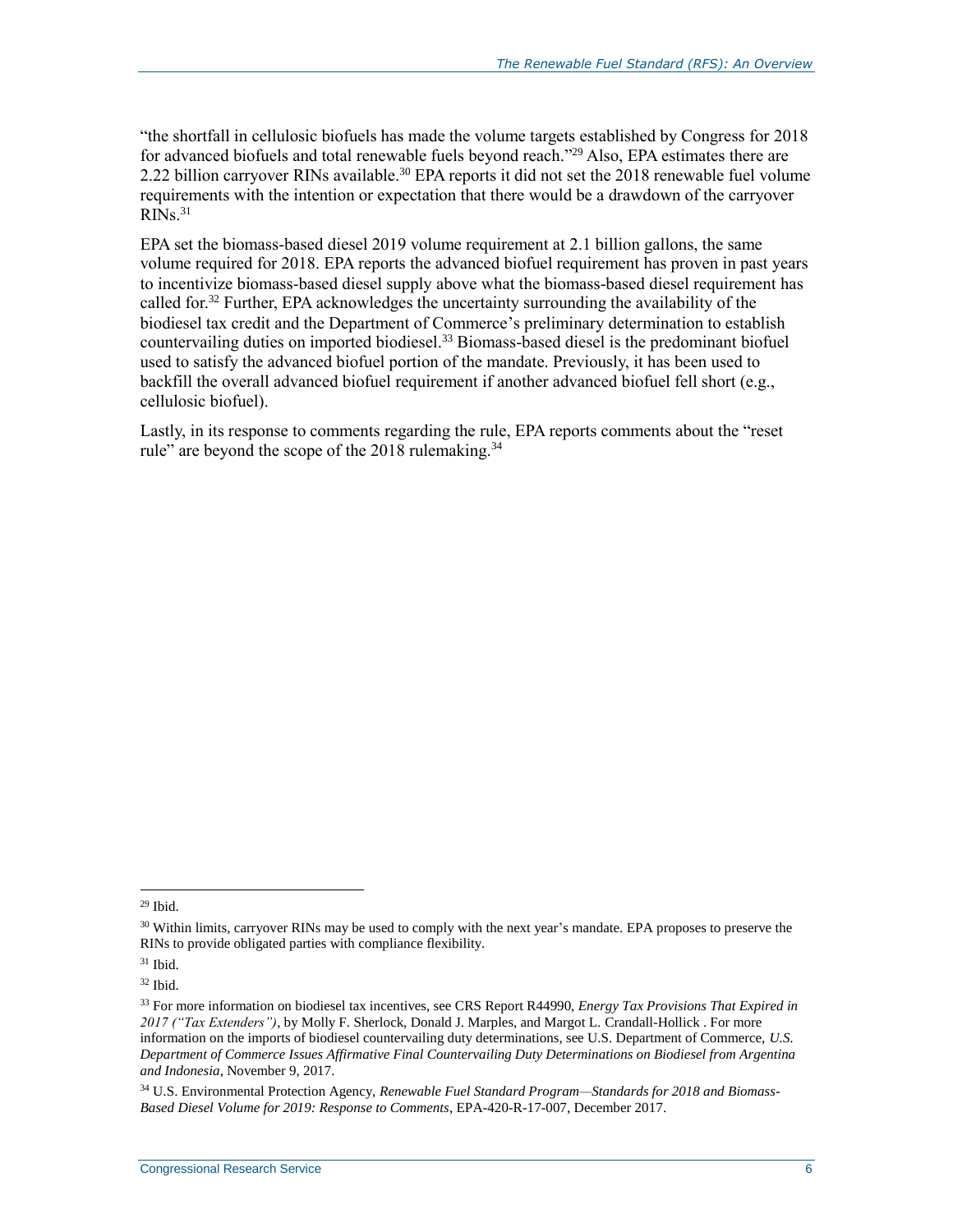"the shortfall in cellulosic biofuels has made the volume targets established by Congress for 2018 for advanced biofuels and total renewable fuels beyond reach."[29] Also, EPA estimates there are 2.22 billion carryover RINs available.[30] EPA reports it did not set the 2018 renewable fuel volume requirements with the intention or expectation that there would be a drawdown of the carryover RINs.[31]

EPA set the biomass-based diesel 2019 volume requirement at 2.1 billion gallons, the same volume required for 2018. EPA reports the advanced biofuel requirement has proven in past years to incentivize biomass-based diesel supply above what the biomass-based diesel requirement has called for.[32] Further, EPA acknowledges the uncertainty surrounding the availability of the biodiesel tax credit and the Department of Commerce's preliminary determination to establish countervailing duties on imported biodiesel.[33] Biomass-based diesel is the predominant biofuel used to satisfy the advanced biofuel portion of the mandate. Previously, it has been used to backfill the overall advanced biofuel requirement if another advanced biofuel fell short (e.g., cellulosic biofuel).

Lastly, in its response to comments regarding the rule, EPA reports comments about the "reset rule" are beyond the scope of the 2018 rulemaking.[34]

---

[29] Ibid.

[30] Within limits, carryover RINs may be used to comply with the next year's mandate. EPA proposes to preserve the RINs to provide obligated parties with compliance flexibility.

[31] Ibid.

[32] Ibid.

[33] For more information on biodiesel tax incentives, see CRS Report R44990, *Energy Tax Provisions That Expired in 2017 ("Tax Extenders")*, by Molly F. Sherlock, Donald J. Marples, and Margot L. Crandall-Hollick . For more information on the imports of biodiesel countervailing duty determinations, see U.S. Department of Commerce, *U.S. Department of Commerce Issues Affirmative Final Countervailing Duty Determinations on Biodiesel from Argentina and Indonesia*, November 9, 2017.

[34] U.S. Environmental Protection Agency, *Renewable Fuel Standard Program—Standards for 2018 and Biomass-Based Diesel Volume for 2019: Response to Comments*, EPA-420-R-17-007, December 2017.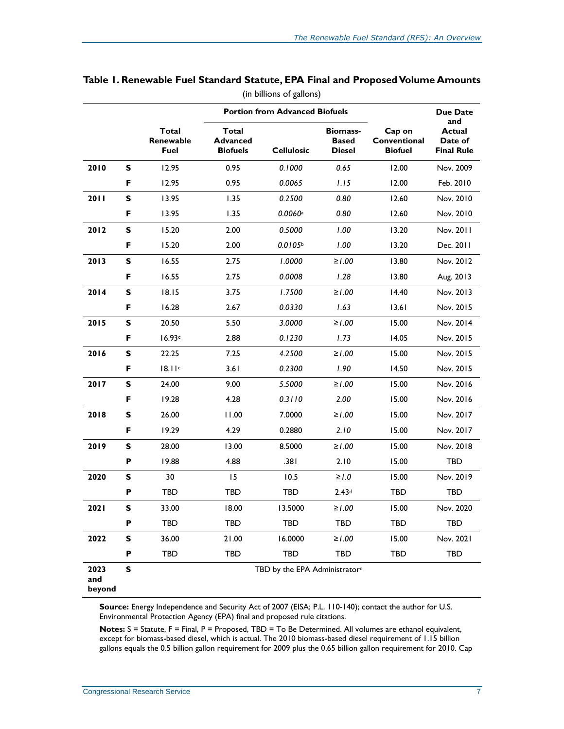**Table 1. Renewable Fuel Standard Statute, EPA Final and Proposed Volume Amounts**

(in billions of gallons)

| | | Total Renewable Fuel | Portion from Advanced Biofuels: Total Advanced Biofuels | Cellulosic | Biomass-Based Diesel | Cap on Conventional Biofuel | Due Date and Actual Date of Final Rule |
|---|---|---|---|---|---|---|---|
| **2010** | **S** | 12.95 | 0.95 | *0.1000* | *0.65* | 12.00 | Nov. 2009 |
| | **F** | 12.95 | 0.95 | *0.0065* | *1.15* | 12.00 | Feb. 2010 |
| **2011** | **S** | 13.95 | 1.35 | *0.2500* | *0.80* | 12.60 | Nov. 2010 |
| | **F** | 13.95 | 1.35 | *0.0060*[a] | *0.80* | 12.60 | Nov. 2010 |
| **2012** | **S** | 15.20 | 2.00 | *0.5000* | *1.00* | 13.20 | Nov. 2011 |
| | **F** | 15.20 | 2.00 | *0.0105*[b] | *1.00* | 13.20 | Dec. 2011 |
| **2013** | **S** | 16.55 | 2.75 | *1.0000* | ≥*1.00* | 13.80 | Nov. 2012 |
| | **F** | 16.55 | 2.75 | *0.0008* | *1.28* | 13.80 | Aug. 2013 |
| **2014** | **S** | 18.15 | 3.75 | *1.7500* | ≥*1.00* | 14.40 | Nov. 2013 |
| | **F** | 16.28 | 2.67 | *0.0330* | *1.63* | 13.61 | Nov. 2015 |
| **2015** | **S** | 20.50 | 5.50 | *3.0000* | ≥*1.00* | 15.00 | Nov. 2014 |
| | **F** | 16.93[c] | 2.88 | *0.1230* | *1.73* | 14.05 | Nov. 2015 |
| **2016** | **S** | 22.25 | 7.25 | *4.2500* | ≥*1.00* | 15.00 | Nov. 2015 |
| | **F** | 18.11[c] | 3.61 | *0.2300* | *1.90* | 14.50 | Nov. 2015 |
| **2017** | **S** | 24.00 | 9.00 | *5.5000* | ≥*1.00* | 15.00 | Nov. 2016 |
| | **F** | 19.28 | 4.28 | *0.3110* | *2.00* | 15.00 | Nov. 2016 |
| **2018** | **S** | 26.00 | 11.00 | 7.0000 | ≥*1.00* | 15.00 | Nov. 2017 |
| | **F** | 19.29 | 4.29 | 0.2880 | *2.10* | 15.00 | Nov. 2017 |
| **2019** | **S** | 28.00 | 13.00 | 8.5000 | ≥*1.00* | 15.00 | Nov. 2018 |
| | **P** | 19.88 | 4.88 | .381 | 2.10 | 15.00 | TBD |
| **2020** | **S** | 30 | 15 | 10.5 | ≥*1.0* | 15.00 | Nov. 2019 |
| | **P** | TBD | TBD | TBD | 2.43[d] | TBD | TBD |
| **2021** | **S** | 33.00 | 18.00 | 13.5000 | ≥*1.00* | 15.00 | Nov. 2020 |
| | **P** | TBD | TBD | TBD | TBD | TBD | TBD |
| **2022** | **S** | 36.00 | 21.00 | 16.0000 | ≥*1.00* | 15.00 | Nov. 2021 |
| | **P** | TBD | TBD | TBD | TBD | TBD | TBD |
| **2023 and beyond** | **S** | TBD by the EPA Administrator[e] | | | | | |

**Source:** Energy Independence and Security Act of 2007 (EISA; P.L. 110-140); contact the author for U.S. Environmental Protection Agency (EPA) final and proposed rule citations.

**Notes:** S = Statute, F = Final, P = Proposed, TBD = To Be Determined. All volumes are ethanol equivalent, except for biomass-based diesel, which is actual. The 2010 biomass-based diesel requirement of 1.15 billion gallons equals the 0.5 billion gallon requirement for 2009 plus the 0.65 billion gallon requirement for 2010. Cap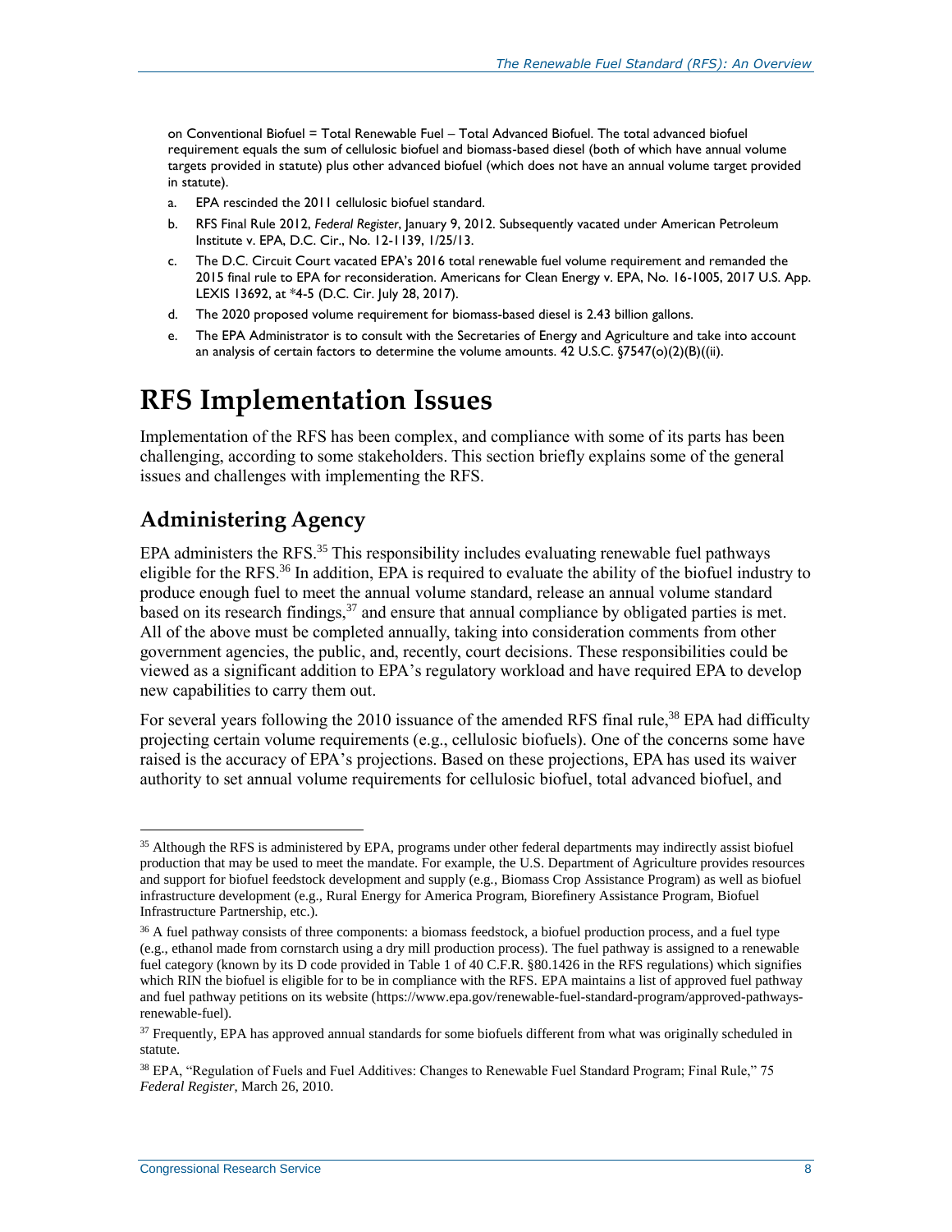on Conventional Biofuel = Total Renewable Fuel – Total Advanced Biofuel. The total advanced biofuel requirement equals the sum of cellulosic biofuel and biomass-based diesel (both of which have annual volume targets provided in statute) plus other advanced biofuel (which does not have an annual volume target provided in statute).

a. EPA rescinded the 2011 cellulosic biofuel standard.

b. RFS Final Rule 2012, *Federal Register*, January 9, 2012. Subsequently vacated under American Petroleum Institute v. EPA, D.C. Cir., No. 12-1139, 1/25/13.

c. The D.C. Circuit Court vacated EPA's 2016 total renewable fuel volume requirement and remanded the 2015 final rule to EPA for reconsideration. Americans for Clean Energy v. EPA, No. 16-1005, 2017 U.S. App. LEXIS 13692, at *4-5 (D.C. Cir. July 28, 2017).

d. The 2020 proposed volume requirement for biomass-based diesel is 2.43 billion gallons.

e. The EPA Administrator is to consult with the Secretaries of Energy and Agriculture and take into account an analysis of certain factors to determine the volume amounts. 42 U.S.C. §7547(o)(2)(B)((ii).

# RFS Implementation Issues

Implementation of the RFS has been complex, and compliance with some of its parts has been challenging, according to some stakeholders. This section briefly explains some of the general issues and challenges with implementing the RFS.

## Administering Agency

EPA administers the RFS.[35] This responsibility includes evaluating renewable fuel pathways eligible for the RFS.[36] In addition, EPA is required to evaluate the ability of the biofuel industry to produce enough fuel to meet the annual volume standard, release an annual volume standard based on its research findings,[37] and ensure that annual compliance by obligated parties is met. All of the above must be completed annually, taking into consideration comments from other government agencies, the public, and, recently, court decisions. These responsibilities could be viewed as a significant addition to EPA's regulatory workload and have required EPA to develop new capabilities to carry them out.

For several years following the 2010 issuance of the amended RFS final rule,[38] EPA had difficulty projecting certain volume requirements (e.g., cellulosic biofuels). One of the concerns some have raised is the accuracy of EPA's projections. Based on these projections, EPA has used its waiver authority to set annual volume requirements for cellulosic biofuel, total advanced biofuel, and

---

[35] Although the RFS is administered by EPA, programs under other federal departments may indirectly assist biofuel production that may be used to meet the mandate. For example, the U.S. Department of Agriculture provides resources and support for biofuel feedstock development and supply (e.g., Biomass Crop Assistance Program) as well as biofuel infrastructure development (e.g., Rural Energy for America Program, Biorefinery Assistance Program, Biofuel Infrastructure Partnership, etc.).

[36] A fuel pathway consists of three components: a biomass feedstock, a biofuel production process, and a fuel type (e.g., ethanol made from cornstarch using a dry mill production process). The fuel pathway is assigned to a renewable fuel category (known by its D code provided in Table 1 of 40 C.F.R. §80.1426 in the RFS regulations) which signifies which RIN the biofuel is eligible for to be in compliance with the RFS. EPA maintains a list of approved fuel pathway and fuel pathway petitions on its website (https://www.epa.gov/renewable-fuel-standard-program/approved-pathways-renewable-fuel).

[37] Frequently, EPA has approved annual standards for some biofuels different from what was originally scheduled in statute.

[38] EPA, "Regulation of Fuels and Fuel Additives: Changes to Renewable Fuel Standard Program; Final Rule," 75 *Federal Register*, March 26, 2010.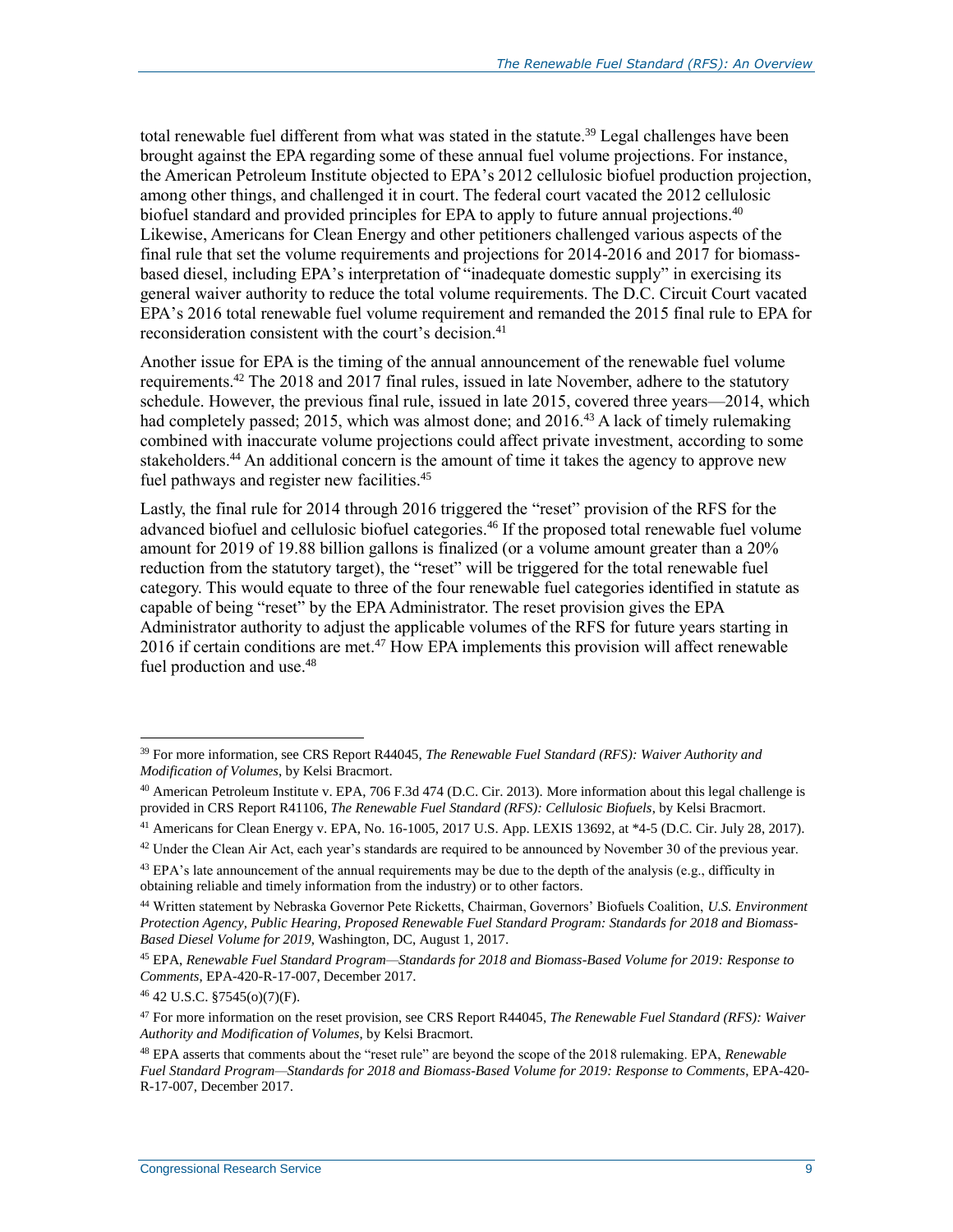total renewable fuel different from what was stated in the statute.[39] Legal challenges have been brought against the EPA regarding some of these annual fuel volume projections. For instance, the American Petroleum Institute objected to EPA's 2012 cellulosic biofuel production projection, among other things, and challenged it in court. The federal court vacated the 2012 cellulosic biofuel standard and provided principles for EPA to apply to future annual projections.[40] Likewise, Americans for Clean Energy and other petitioners challenged various aspects of the final rule that set the volume requirements and projections for 2014-2016 and 2017 for biomass-based diesel, including EPA's interpretation of "inadequate domestic supply" in exercising its general waiver authority to reduce the total volume requirements. The D.C. Circuit Court vacated EPA's 2016 total renewable fuel volume requirement and remanded the 2015 final rule to EPA for reconsideration consistent with the court's decision.[41]

Another issue for EPA is the timing of the annual announcement of the renewable fuel volume requirements.[42] The 2018 and 2017 final rules, issued in late November, adhere to the statutory schedule. However, the previous final rule, issued in late 2015, covered three years—2014, which had completely passed; 2015, which was almost done; and 2016.[43] A lack of timely rulemaking combined with inaccurate volume projections could affect private investment, according to some stakeholders.[44] An additional concern is the amount of time it takes the agency to approve new fuel pathways and register new facilities.[45]

Lastly, the final rule for 2014 through 2016 triggered the "reset" provision of the RFS for the advanced biofuel and cellulosic biofuel categories.[46] If the proposed total renewable fuel volume amount for 2019 of 19.88 billion gallons is finalized (or a volume amount greater than a 20% reduction from the statutory target), the "reset" will be triggered for the total renewable fuel category. This would equate to three of the four renewable fuel categories identified in statute as capable of being "reset" by the EPA Administrator. The reset provision gives the EPA Administrator authority to adjust the applicable volumes of the RFS for future years starting in 2016 if certain conditions are met.[47] How EPA implements this provision will affect renewable fuel production and use.[48]

---

[39] For more information, see CRS Report R44045, *The Renewable Fuel Standard (RFS): Waiver Authority and Modification of Volumes*, by Kelsi Bracmort.

[40] American Petroleum Institute v. EPA, 706 F.3d 474 (D.C. Cir. 2013). More information about this legal challenge is provided in CRS Report R41106, *The Renewable Fuel Standard (RFS): Cellulosic Biofuels*, by Kelsi Bracmort.

[41] Americans for Clean Energy v. EPA, No. 16-1005, 2017 U.S. App. LEXIS 13692, at *4-5 (D.C. Cir. July 28, 2017).

[42] Under the Clean Air Act, each year's standards are required to be announced by November 30 of the previous year.

[43] EPA's late announcement of the annual requirements may be due to the depth of the analysis (e.g., difficulty in obtaining reliable and timely information from the industry) or to other factors.

[44] Written statement by Nebraska Governor Pete Ricketts, Chairman, Governors' Biofuels Coalition, *U.S. Environment Protection Agency, Public Hearing, Proposed Renewable Fuel Standard Program: Standards for 2018 and Biomass-Based Diesel Volume for 2019*, Washington, DC, August 1, 2017.

[45] EPA, *Renewable Fuel Standard Program—Standards for 2018 and Biomass-Based Volume for 2019: Response to Comments*, EPA-420-R-17-007, December 2017.

[46] 42 U.S.C. §7545(o)(7)(F).

[47] For more information on the reset provision, see CRS Report R44045, *The Renewable Fuel Standard (RFS): Waiver Authority and Modification of Volumes*, by Kelsi Bracmort.

[48] EPA asserts that comments about the "reset rule" are beyond the scope of the 2018 rulemaking. EPA, *Renewable Fuel Standard Program—Standards for 2018 and Biomass-Based Volume for 2019: Response to Comments*, EPA-420-R-17-007, December 2017.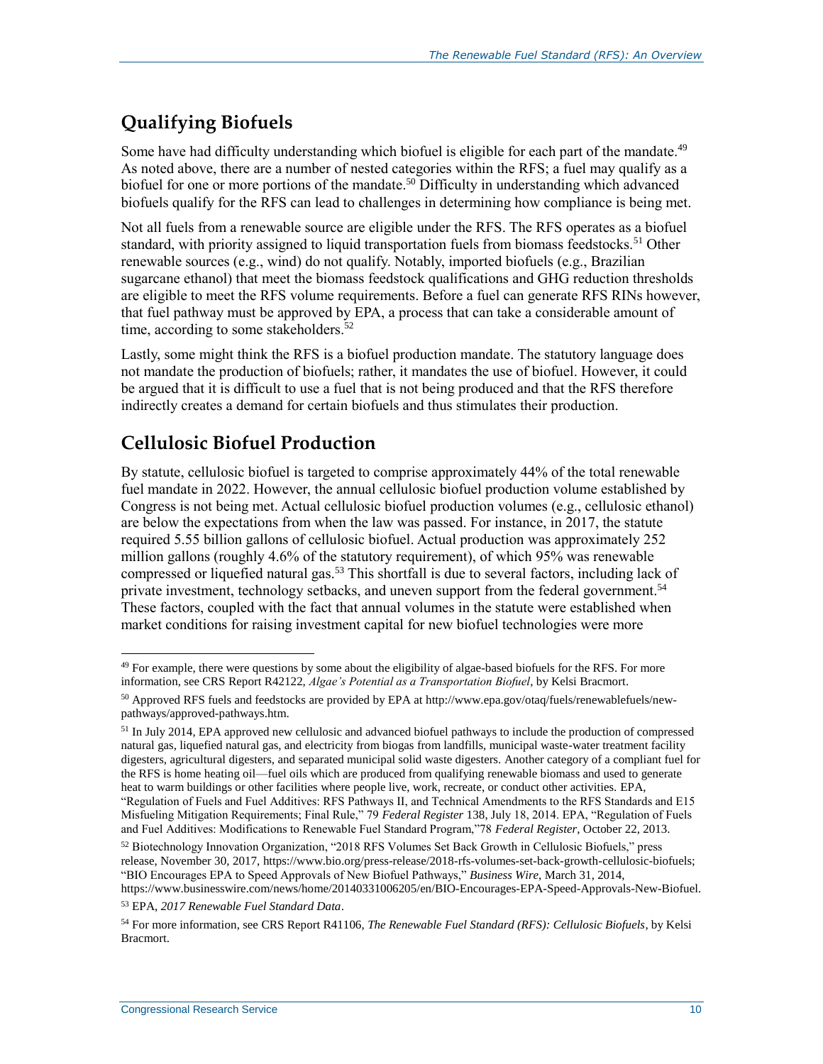## Qualifying Biofuels

Some have had difficulty understanding which biofuel is eligible for each part of the mandate.[49] As noted above, there are a number of nested categories within the RFS; a fuel may qualify as a biofuel for one or more portions of the mandate.[50] Difficulty in understanding which advanced biofuels qualify for the RFS can lead to challenges in determining how compliance is being met.

Not all fuels from a renewable source are eligible under the RFS. The RFS operates as a biofuel standard, with priority assigned to liquid transportation fuels from biomass feedstocks.[51] Other renewable sources (e.g., wind) do not qualify. Notably, imported biofuels (e.g., Brazilian sugarcane ethanol) that meet the biomass feedstock qualifications and GHG reduction thresholds are eligible to meet the RFS volume requirements. Before a fuel can generate RFS RINs however, that fuel pathway must be approved by EPA, a process that can take a considerable amount of time, according to some stakeholders.[52]

Lastly, some might think the RFS is a biofuel production mandate. The statutory language does not mandate the production of biofuels; rather, it mandates the use of biofuel. However, it could be argued that it is difficult to use a fuel that is not being produced and that the RFS therefore indirectly creates a demand for certain biofuels and thus stimulates their production.

## Cellulosic Biofuel Production

By statute, cellulosic biofuel is targeted to comprise approximately 44% of the total renewable fuel mandate in 2022. However, the annual cellulosic biofuel production volume established by Congress is not being met. Actual cellulosic biofuel production volumes (e.g., cellulosic ethanol) are below the expectations from when the law was passed. For instance, in 2017, the statute required 5.55 billion gallons of cellulosic biofuel. Actual production was approximately 252 million gallons (roughly 4.6% of the statutory requirement), of which 95% was renewable compressed or liquefied natural gas.[53] This shortfall is due to several factors, including lack of private investment, technology setbacks, and uneven support from the federal government.[54] These factors, coupled with the fact that annual volumes in the statute were established when market conditions for raising investment capital for new biofuel technologies were more

---

[49] For example, there were questions by some about the eligibility of algae-based biofuels for the RFS. For more information, see CRS Report R42122, *Algae's Potential as a Transportation Biofuel*, by Kelsi Bracmort.

[50] Approved RFS fuels and feedstocks are provided by EPA at http://www.epa.gov/otaq/fuels/renewablefuels/new-pathways/approved-pathways.htm.

[51] In July 2014, EPA approved new cellulosic and advanced biofuel pathways to include the production of compressed natural gas, liquefied natural gas, and electricity from biogas from landfills, municipal waste-water treatment facility digesters, agricultural digesters, and separated municipal solid waste digesters. Another category of a compliant fuel for the RFS is home heating oil—fuel oils which are produced from qualifying renewable biomass and used to generate heat to warm buildings or other facilities where people live, work, recreate, or conduct other activities. EPA, "Regulation of Fuels and Fuel Additives: RFS Pathways II, and Technical Amendments to the RFS Standards and E15 Misfueling Mitigation Requirements; Final Rule," 79 *Federal Register* 138, July 18, 2014. EPA, "Regulation of Fuels and Fuel Additives: Modifications to Renewable Fuel Standard Program,"78 *Federal Register*, October 22, 2013.

[52] Biotechnology Innovation Organization, "2018 RFS Volumes Set Back Growth in Cellulosic Biofuels," press release, November 30, 2017, https://www.bio.org/press-release/2018-rfs-volumes-set-back-growth-cellulosic-biofuels; "BIO Encourages EPA to Speed Approvals of New Biofuel Pathways," *Business Wire*, March 31, 2014, https://www.businesswire.com/news/home/20140331006205/en/BIO-Encourages-EPA-Speed-Approvals-New-Biofuel.

[53] EPA, *2017 Renewable Fuel Standard Data*.

[54] For more information, see CRS Report R41106, *The Renewable Fuel Standard (RFS): Cellulosic Biofuels*, by Kelsi Bracmort.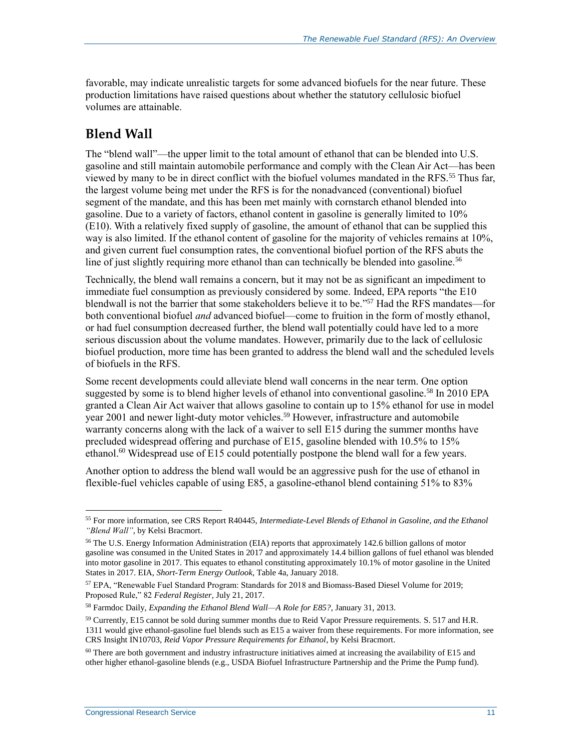favorable, may indicate unrealistic targets for some advanced biofuels for the near future. These production limitations have raised questions about whether the statutory cellulosic biofuel volumes are attainable.

## Blend Wall

The "blend wall"—the upper limit to the total amount of ethanol that can be blended into U.S. gasoline and still maintain automobile performance and comply with the Clean Air Act—has been viewed by many to be in direct conflict with the biofuel volumes mandated in the RFS.[55] Thus far, the largest volume being met under the RFS is for the nonadvanced (conventional) biofuel segment of the mandate, and this has been met mainly with cornstarch ethanol blended into gasoline. Due to a variety of factors, ethanol content in gasoline is generally limited to 10% (E10). With a relatively fixed supply of gasoline, the amount of ethanol that can be supplied this way is also limited. If the ethanol content of gasoline for the majority of vehicles remains at 10%, and given current fuel consumption rates, the conventional biofuel portion of the RFS abuts the line of just slightly requiring more ethanol than can technically be blended into gasoline.[56]

Technically, the blend wall remains a concern, but it may not be as significant an impediment to immediate fuel consumption as previously considered by some. Indeed, EPA reports "the E10 blendwall is not the barrier that some stakeholders believe it to be."[57] Had the RFS mandates—for both conventional biofuel *and* advanced biofuel—come to fruition in the form of mostly ethanol, or had fuel consumption decreased further, the blend wall potentially could have led to a more serious discussion about the volume mandates. However, primarily due to the lack of cellulosic biofuel production, more time has been granted to address the blend wall and the scheduled levels of biofuels in the RFS.

Some recent developments could alleviate blend wall concerns in the near term. One option suggested by some is to blend higher levels of ethanol into conventional gasoline.[58] In 2010 EPA granted a Clean Air Act waiver that allows gasoline to contain up to 15% ethanol for use in model year 2001 and newer light-duty motor vehicles.[59] However, infrastructure and automobile warranty concerns along with the lack of a waiver to sell E15 during the summer months have precluded widespread offering and purchase of E15, gasoline blended with 10.5% to 15% ethanol.[60] Widespread use of E15 could potentially postpone the blend wall for a few years.

Another option to address the blend wall would be an aggressive push for the use of ethanol in flexible-fuel vehicles capable of using E85, a gasoline-ethanol blend containing 51% to 83%

---

[55] For more information, see CRS Report R40445, *Intermediate-Level Blends of Ethanol in Gasoline, and the Ethanol "Blend Wall"*, by Kelsi Bracmort.

[56] The U.S. Energy Information Administration (EIA) reports that approximately 142.6 billion gallons of motor gasoline was consumed in the United States in 2017 and approximately 14.4 billion gallons of fuel ethanol was blended into motor gasoline in 2017. This equates to ethanol constituting approximately 10.1% of motor gasoline in the United States in 2017. EIA, *Short-Term Energy Outlook*, Table 4a, January 2018.

[57] EPA, "Renewable Fuel Standard Program: Standards for 2018 and Biomass-Based Diesel Volume for 2019; Proposed Rule," 82 *Federal Register*, July 21, 2017.

[58] Farmdoc Daily, *Expanding the Ethanol Blend Wall—A Role for E85?*, January 31, 2013.

[59] Currently, E15 cannot be sold during summer months due to Reid Vapor Pressure requirements. S. 517 and H.R. 1311 would give ethanol-gasoline fuel blends such as E15 a waiver from these requirements. For more information, see CRS Insight IN10703, *Reid Vapor Pressure Requirements for Ethanol*, by Kelsi Bracmort.

[60] There are both government and industry infrastructure initiatives aimed at increasing the availability of E15 and other higher ethanol-gasoline blends (e.g., USDA Biofuel Infrastructure Partnership and the Prime the Pump fund).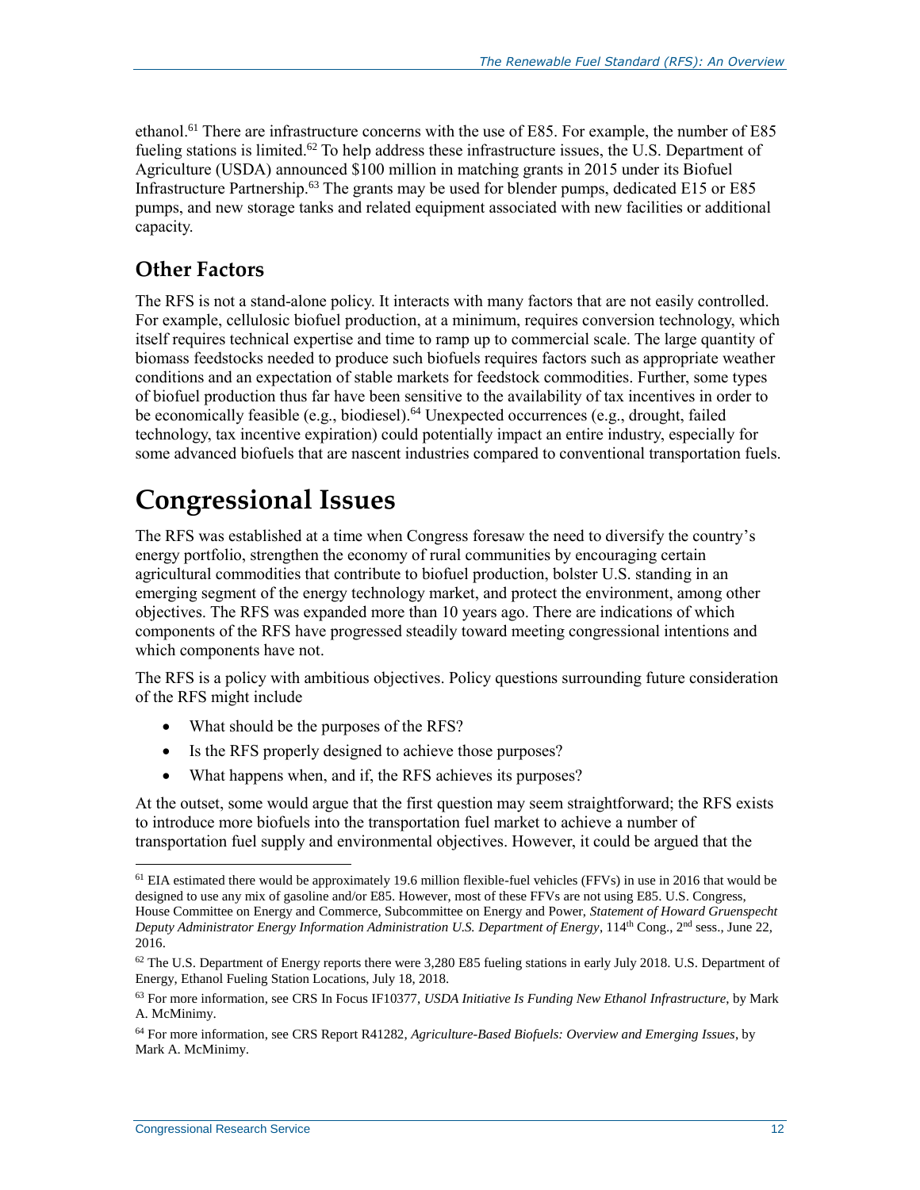ethanol.[61] There are infrastructure concerns with the use of E85. For example, the number of E85 fueling stations is limited.[62] To help address these infrastructure issues, the U.S. Department of Agriculture (USDA) announced $100 million in matching grants in 2015 under its Biofuel Infrastructure Partnership.[63] The grants may be used for blender pumps, dedicated E15 or E85 pumps, and new storage tanks and related equipment associated with new facilities or additional capacity.

## Other Factors

The RFS is not a stand-alone policy. It interacts with many factors that are not easily controlled. For example, cellulosic biofuel production, at a minimum, requires conversion technology, which itself requires technical expertise and time to ramp up to commercial scale. The large quantity of biomass feedstocks needed to produce such biofuels requires factors such as appropriate weather conditions and an expectation of stable markets for feedstock commodities. Further, some types of biofuel production thus far have been sensitive to the availability of tax incentives in order to be economically feasible (e.g., biodiesel).[64] Unexpected occurrences (e.g., drought, failed technology, tax incentive expiration) could potentially impact an entire industry, especially for some advanced biofuels that are nascent industries compared to conventional transportation fuels.

# Congressional Issues

The RFS was established at a time when Congress foresaw the need to diversify the country's energy portfolio, strengthen the economy of rural communities by encouraging certain agricultural commodities that contribute to biofuel production, bolster U.S. standing in an emerging segment of the energy technology market, and protect the environment, among other objectives. The RFS was expanded more than 10 years ago. There are indications of which components of the RFS have progressed steadily toward meeting congressional intentions and which components have not.

The RFS is a policy with ambitious objectives. Policy questions surrounding future consideration of the RFS might include

- What should be the purposes of the RFS?
- Is the RFS properly designed to achieve those purposes?
- What happens when, and if, the RFS achieves its purposes?

At the outset, some would argue that the first question may seem straightforward; the RFS exists to introduce more biofuels into the transportation fuel market to achieve a number of transportation fuel supply and environmental objectives. However, it could be argued that the

---

[61] EIA estimated there would be approximately 19.6 million flexible-fuel vehicles (FFVs) in use in 2016 that would be designed to use any mix of gasoline and/or E85. However, most of these FFVs are not using E85. U.S. Congress, House Committee on Energy and Commerce, Subcommittee on Energy and Power, *Statement of Howard Gruenspecht Deputy Administrator Energy Information Administration U.S. Department of Energy*, 114th Cong., 2nd sess., June 22, 2016.

[62] The U.S. Department of Energy reports there were 3,280 E85 fueling stations in early July 2018. U.S. Department of Energy, Ethanol Fueling Station Locations, July 18, 2018.

[63] For more information, see CRS In Focus IF10377, *USDA Initiative Is Funding New Ethanol Infrastructure*, by Mark A. McMinimy.

[64] For more information, see CRS Report R41282, *Agriculture-Based Biofuels: Overview and Emerging Issues*, by Mark A. McMinimy.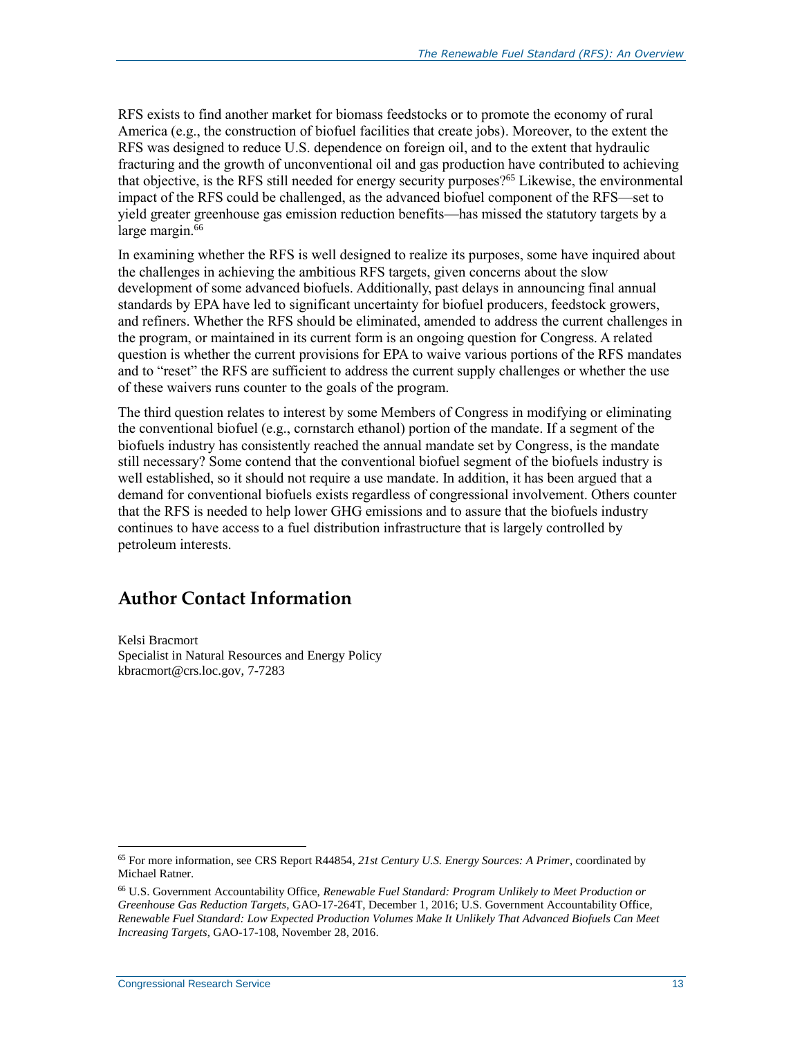RFS exists to find another market for biomass feedstocks or to promote the economy of rural America (e.g., the construction of biofuel facilities that create jobs). Moreover, to the extent the RFS was designed to reduce U.S. dependence on foreign oil, and to the extent that hydraulic fracturing and the growth of unconventional oil and gas production have contributed to achieving that objective, is the RFS still needed for energy security purposes?[65] Likewise, the environmental impact of the RFS could be challenged, as the advanced biofuel component of the RFS—set to yield greater greenhouse gas emission reduction benefits—has missed the statutory targets by a large margin.[66]

In examining whether the RFS is well designed to realize its purposes, some have inquired about the challenges in achieving the ambitious RFS targets, given concerns about the slow development of some advanced biofuels. Additionally, past delays in announcing final annual standards by EPA have led to significant uncertainty for biofuel producers, feedstock growers, and refiners. Whether the RFS should be eliminated, amended to address the current challenges in the program, or maintained in its current form is an ongoing question for Congress. A related question is whether the current provisions for EPA to waive various portions of the RFS mandates and to "reset" the RFS are sufficient to address the current supply challenges or whether the use of these waivers runs counter to the goals of the program.

The third question relates to interest by some Members of Congress in modifying or eliminating the conventional biofuel (e.g., cornstarch ethanol) portion of the mandate. If a segment of the biofuels industry has consistently reached the annual mandate set by Congress, is the mandate still necessary? Some contend that the conventional biofuel segment of the biofuels industry is well established, so it should not require a use mandate. In addition, it has been argued that a demand for conventional biofuels exists regardless of congressional involvement. Others counter that the RFS is needed to help lower GHG emissions and to assure that the biofuels industry continues to have access to a fuel distribution infrastructure that is largely controlled by petroleum interests.

## Author Contact Information

Kelsi Bracmort
Specialist in Natural Resources and Energy Policy
kbracmort@crs.loc.gov, 7-7283

---

[65] For more information, see CRS Report R44854, *21st Century U.S. Energy Sources: A Primer*, coordinated by Michael Ratner.

[66] U.S. Government Accountability Office, *Renewable Fuel Standard: Program Unlikely to Meet Production or Greenhouse Gas Reduction Targets*, GAO-17-264T, December 1, 2016; U.S. Government Accountability Office, *Renewable Fuel Standard: Low Expected Production Volumes Make It Unlikely That Advanced Biofuels Can Meet Increasing Targets*, GAO-17-108, November 28, 2016.